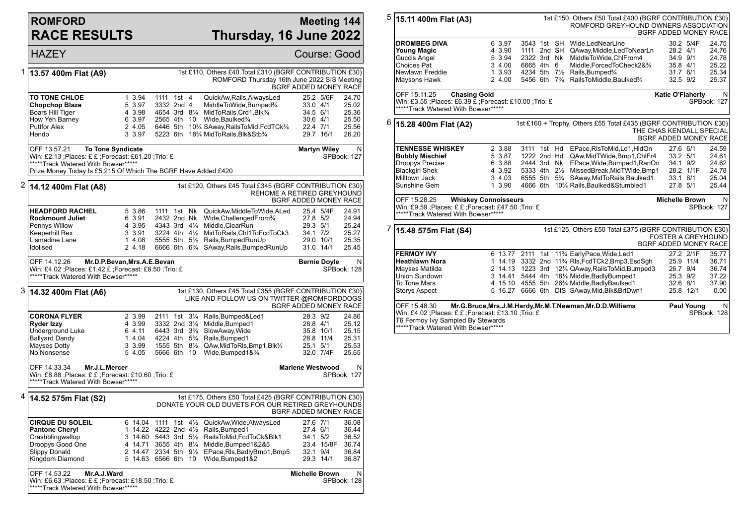# ROMFORD RACE RESULTS

## Meeting 144 Thursday, 16 June 2022

HAZEY — Course: Good

### 1 13.57 400m Flat (A9)

1st £110, Others £40 Total £310 (BGRF CONTRIBUTION £30) ROMFORD Thursday 16th June 2022 SIS Meeting BGRF ADDED MONEY RACE

| Greyhound | Trap | Sect | Bends | Pos | Dist | Remarks | Wght | SP | Time |
|---|---|---|---|---|---|---|---|---|---|
| **TO TONE CHLOE** | 1 | 3.94 | 1111 | 1st | 4 | QuickAw,Rails,AlwaysLed | 25.2 | 5/6F | 24.70 |
| **Chopchop Blaze** | 5 | 3.97 | 3332 | 2nd | 4 | MiddleToWide,Bumped¾ | 33.0 | 4/1 | 25.02 |
| Boars Hill Tiger | 4 | 3.98 | 4654 | 3rd | 8¼ | MidToRails,Crd1,Blk¾ | 34.5 | 6/1 | 25.36 |
| How Yeh Barney | 6 | 3.97 | 2565 | 4th | 10 | Wide,Baulked¾ | 30.6 | 4/1 | 25.50 |
| Puttfor Alex | 2 | 4.05 | 6446 | 5th | 10¾ | SAway,RailsToMid,FcdTCk¾ | 22.4 | 7/1 | 25.56 |
| Hendo | 3 | 3.97 | 5223 | 6th | 18¾ | MidToRails,Blk&Stb¾ | 29.7 | 16/1 | 26.20 |

OFF 13.57.21 **To Tone Syndicate** — **Martyn Wiley** N
Win: £2.13 ;Places: £ £ ;Forecast: £61.20 ;Trio: £ — SPBook: 127
*****Track Watered With Bowser*****
Prize Money Today Is £5,215 Of Which The BGRF Have Added £420

### 2 14.12 400m Flat (A8)

1st £120, Others £45 Total £345 (BGRF CONTRIBUTION £30) REHOME A RETIRED GREYHOUND BGRF ADDED MONEY RACE

| Greyhound | Trap | Sect | Bends | Pos | Dist | Remarks | Wght | SP | Time |
|---|---|---|---|---|---|---|---|---|---|
| **HEADFORD RACHEL** | 5 | 3.86 | 1111 | 1st | Nk | QuickAw,MiddleToWide,ALed | 25.4 | 5/4F | 24.91 |
| **Rockmount Juliet** | 6 | 3.91 | 2432 | 2nd | Nk | Wide,ChallengedFrom¾ | 27.8 | 5/2 | 24.94 |
| Pennys Willow | 4 | 3.95 | 4343 | 3rd | 4¼ | Middle,ClearRun | 29.3 | 5/1 | 25.24 |
| Keeperhill Rex | 3 | 3.91 | 3224 | 4th | 4½ | MidToRails,Chl1ToFcdToCk3 | 34.1 | 7/2 | 25.27 |
| Lismadine Lane | 1 | 4.08 | 5555 | 5th | 5½ | Rails,BumpedRunUp | 29.0 | 10/1 | 25.35 |
| Idolised | 2 | 4.18 | 6666 | 6th | 6¾ | SAway,Rails,BumpedRunUp | 31.0 | 14/1 | 25.45 |

OFF 14.12.26 **Mr.D.P.Bevan,Mrs.A.E.Bevan** — **Bernie Doyle** N
Win: £4.02 ;Places: £1.42 £ ;Forecast: £8.50 ;Trio: £ — SPBook: 128
*****Track Watered With Bowser*****

### 3 14.32 400m Flat (A6)

1st £130, Others £45 Total £355 (BGRF CONTRIBUTION £30) LIKE AND FOLLOW US ON TWITTER @ROMFORDDOGS BGRF ADDED MONEY RACE

| Greyhound | Trap | Sect | Bends | Pos | Dist | Remarks | Wght | SP | Time |
|---|---|---|---|---|---|---|---|---|---|
| **CORONA FLYER** | 2 | 3.99 | 2111 | 1st | 3¼ | Rails,Bumped&Led1 | 28.3 | 9/2 | 24.86 |
| **Ryder Izzy** | 4 | 3.99 | 3332 | 2nd | 3¼ | Middle,Bumped1 | 28.8 | 4/1 | 25.12 |
| Underground Luke | 6 | 4.11 | 6443 | 3rd | 3¾ | SlowAway,Wide | 35.8 | 10/1 | 25.15 |
| Ballyard Dandy | 1 | 4.04 | 4224 | 4th | 5¾ | Rails,Bumped1 | 28.8 | 11/4 | 25.31 |
| Mayses Dotty | 3 | 3.99 | 1555 | 5th | 8½ | QAw,MidToRls,Bmp1,Blk¾ | 25.1 | 5/1 | 25.53 |
| No Nonsense | 5 | 4.05 | 5666 | 6th | 10 | Wide,Bumped1&¾ | 32.0 | 7/4F | 25.65 |

OFF 14.33.34 **Mr.J.L.Mercer** — **Marlene Westwood** N
Win: £8.88 ;Places: £ £ ;Forecast: £10.60 ;Trio: £ — SPBook: 127
*****Track Watered With Bowser*****

### 4 14.52 575m Flat (S2)

1st £175, Others £50 Total £425 (BGRF CONTRIBUTION £30) DONATE YOUR OLD DUVETS FOR OUR RETIRED GREYHOUNDS BGRF ADDED MONEY RACE

| Greyhound | Trap | Sect | Bends | Pos | Dist | Remarks | Wght | SP | Time |
|---|---|---|---|---|---|---|---|---|---|
| **CIRQUE DU SOLEIL** | 6 | 14.04 | 1111 | 1st | 4½ | QuickAw,Wide,AlwaysLed | 27.6 | 7/1 | 36.08 |
| **Pantone Cheryl** | 1 | 14.22 | 4222 | 2nd | 4½ | Rails,Bumped1 | 27.4 | 6/1 | 36.44 |
| Crashblingwallop | 3 | 14.60 | 5443 | 3rd | 5½ | RailsToMid,FcdToCk&Blk1 | 34.1 | 5/2 | 36.52 |
| Droopys Good One | 4 | 14.71 | 3655 | 4th | 8¼ | Middle,Bumped1&2&5 | 23.4 | 15/8F | 36.74 |
| Slippy Donald | 2 | 14.47 | 2334 | 5th | 9½ | EPace,Rls,BadlyBmp1,Bmp5 | 32.1 | 9/4 | 36.84 |
| Kingdom Diamond | 5 | 14.63 | 6566 | 6th | 10 | Wide,Bumped1&2 | 29.3 | 14/1 | 36.87 |

OFF 14.53.22 **Mr.A.J.Ward** — **Michelle Brown** N
Win: £6.63 ;Places: £ £ ;Forecast: £18.50 ;Trio: £ — SPBook: 128
*****Track Watered With Bowser*****

### 5 15.11 400m Flat (A3)

1st £150, Others £50 Total £400 (BGRF CONTRIBUTION £30) ROMFORD GREYHOUND OWNERS ASSOCIATION BGRF ADDED MONEY RACE

| Greyhound | Trap | Sect | Bends | Pos | Dist | Remarks | Wght | SP | Time |
|---|---|---|---|---|---|---|---|---|---|
| **DROMBEG DIVA** | 6 | 3.97 | 3543 | 1st | SH | Wide,LedNearLine | 30.2 | 5/4F | 24.75 |
| **Young Magic** | 4 | 3.90 | 1111 | 2nd | SH | QAway,Middle,LedToNearLn | 28.2 | 4/1 | 24.76 |
| Guccis Angel | 5 | 3.94 | 2322 | 3rd | Nk | MiddleToWide,ChlFrom4 | 34.9 | 9/1 | 24.78 |
| Choices Pat | 3 | 4.00 | 6665 | 4th | 6 | Middle,ForcedToCheck2&¾ | 35.8 | 4/1 | 25.22 |
| Newlawn Freddie | 1 | 3.93 | 4234 | 5th | 7½ | Rails,Bumped¾ | 31.7 | 6/1 | 25.34 |
| Maysons Hawk | 2 | 4.00 | 5456 | 6th | 7¾ | RailsToMiddle,Baulked¾ | 32.5 | 9/2 | 25.37 |

OFF 15.11.25 **Chasing Gold** — **Katie O'Flaherty** N
Win: £3.55 ;Places: £6.39 £ ;Forecast: £10.00 ;Trio: £ — SPBook: 127
*****Track Watered With Bowser*****

### 6 15.28 400m Flat (A2)

1st £160 + Trophy, Others £55 Total £435 (BGRF CONTRIBUTION £30) THE CHAS KENDALL SPECIAL BGRF ADDED MONEY RACE

| Greyhound | Trap | Sect | Bends | Pos | Dist | Remarks | Wght | SP | Time |
|---|---|---|---|---|---|---|---|---|---|
| **TENNESSE WHISKEY** | 2 | 3.88 | 3111 | 1st | Hd | EPace,RlsToMid,Ld1,HldOn | 27.6 | 6/1 | 24.59 |
| **Bubbly Mischief** | 5 | 3.87 | 1222 | 2nd | Hd | QAw,MidTWide,Bmp1,ChlFr4 | 33.2 | 5/1 | 24.61 |
| Droopys Precise | 6 | 3.88 | 2444 | 3rd | Nk | EPace,Wide,Bumped1,RanOn | 34.1 | 9/2 | 24.62 |
| Blackgirl Shek | 4 | 3.92 | 5333 | 4th | 2½ | MissedBreak,MidTWide,Bmp1 | 28.2 | 1/1F | 24.78 |
| Milltown Jack | 3 | 4.03 | 6555 | 5th | 5¾ | SAway,MidToRails,Baulked1 | 33.1 | 8/1 | 25.04 |
| Sunshine Gem | 1 | 3.90 | 4666 | 6th | 10¾ | Rails,Baulked&Stumbled1 | 27.8 | 5/1 | 25.44 |

OFF 15.28.25 **Whiskey Connoisseurs** — **Michelle Brown** N
Win: £9.59 ;Places: £ £ ;Forecast: £47.50 ;Trio: £ — SPBook: 127
*****Track Watered With Bowser*****

### 7 15.48 575m Flat (S4)

1st £125, Others £50 Total £375 (BGRF CONTRIBUTION £30) FOSTER A GREYHOUND BGRF ADDED MONEY RACE

| Greyhound | Trap | Sect | Bends | Pos | Dist | Remarks | Wght | SP | Time |
|---|---|---|---|---|---|---|---|---|---|
| **FERMOY IVY** | 6 | 13.77 | 2111 | 1st | 11¾ | EarlyPace,Wide,Led1 | 27.2 | 2/1F | 35.77 |
| **Heathlawn Nora** | 1 | 14.19 | 3332 | 2nd | 11¾ | Rls,FcdTCk2,Bmp3,EsdSgh | 25.9 | 11/4 | 36.71 |
| Mayses Matilda | 2 | 14.13 | 1223 | 3rd | 12¼ | QAway,RailsToMid,Bumped3 | 26.7 | 9/4 | 36.74 |
| Union Sundown | 3 | 14.41 | 5444 | 4th | 18¼ | Middle,BadlyBumped1 | 25.3 | 9/2 | 37.22 |
| To Tone Mars | 4 | 15.10 | 4555 | 5th | 26¾ | Middle,BadlyBaulked1 | 32.6 | 8/1 | 37.90 |
| Storys Aspect | 5 | 16.27 | 6666 | 6th | DIS | SAway,Mid,Blk&BrtDwn1 | 25.8 | 12/1 | 0.00 |

OFF 15.48.30 **Mr.G.Bruce,Mrs.J.M.Hardy,Mr.M.T.Newman,Mr.D.D.Williams** — **Paul Young** N
Win: £4.02 ;Places: £ £ ;Forecast: £13.10 ;Trio: £ — SPBook: 128
T6 Fermoy Ivy Sampled By Stewards
*****Track Watered With Bowser*****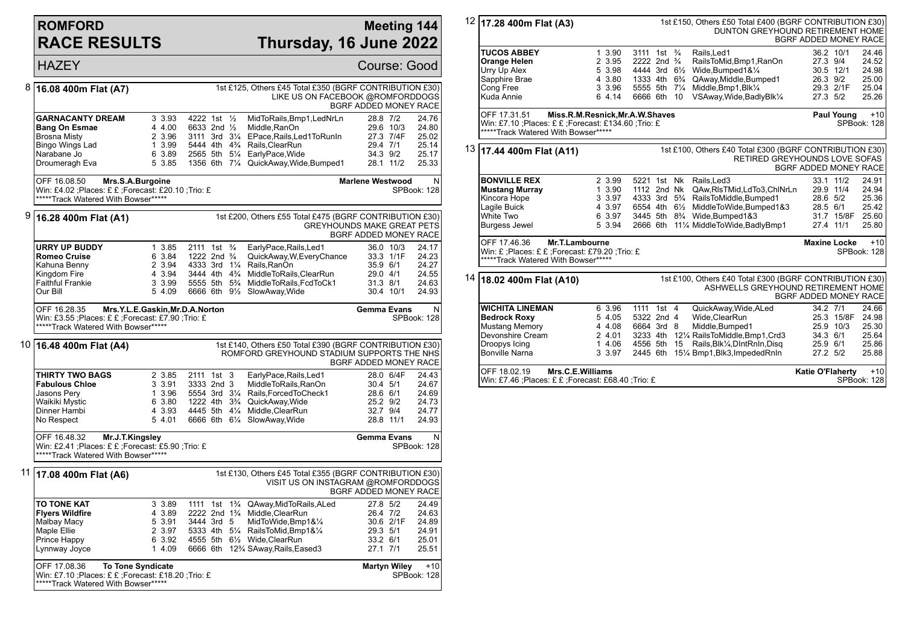# ROMFORD RACE RESULTS

## Meeting 144 Thursday, 16 June 2022

HAZEY

Course: Good

### 8 16.08 400m Flat (A7)

1st £125, Others £45 Total £350 (BGRF CONTRIBUTION £30) LIKE US ON FACEBOOK @ROMFORDDOGS BGRF ADDED MONEY RACE

| | | | | | | | | | | |
|---|---|---|---|---|---|---|---|---|---|---|
| **GARNACANTY DREAM** | 3 | 3.93 | 4222 | 1st | ½ | MidToRails,Bmp1,LedNrLn | 28.8 | 7/2 | | 24.76 |
| **Bang On Esmae** | 4 | 4.00 | 6633 | 2nd | ½ | Middle,RanOn | 29.6 | 10/3 | | 24.80 |
| Brosna Misty | 2 | 3.96 | 3111 | 3rd | 3¼ | EPace,Rails,Led1ToRunIn | 27.3 | 7/4F | | 25.02 |
| Bingo Wings Lad | 1 | 3.99 | 5444 | 4th | 4¾ | Rails,ClearRun | 29.4 | 7/1 | | 25.14 |
| Narabane Jo | 6 | 3.89 | 2565 | 5th | 5¼ | EarlyPace,Wide | 34.3 | 9/2 | | 25.17 |
| Droumeragh Eva | 5 | 3.85 | 1356 | 6th | 7¼ | QuickAway,Wide,Bumped1 | 28.1 | 11/2 | | 25.33 |

OFF 16.08.50 **Mrs.S.A.Burgoine** — **Marlene Westwood** N
Win: £4.02 ;Places: £ £ ;Forecast: £20.10 ;Trio: £ — SPBook: 128
*****Track Watered With Bowser*****

### 9 16.28 400m Flat (A1)

1st £200, Others £55 Total £475 (BGRF CONTRIBUTION £30) GREYHOUNDS MAKE GREAT PETS BGRF ADDED MONEY RACE

| | | | | | | | | | | |
|---|---|---|---|---|---|---|---|---|---|---|
| **URRY UP BUDDY** | 1 | 3.85 | 2111 | 1st | ¾ | EarlyPace,Rails,Led1 | 36.0 | 10/3 | | 24.17 |
| **Romeo Cruise** | 6 | 3.84 | 1222 | 2nd | ¾ | QuickAway,W,EveryChance | 33.3 | 1/1F | | 24.23 |
| Kahuna Benny | 2 | 3.94 | 4333 | 3rd | 1¼ | Rails,RanOn | 35.9 | 6/1 | | 24.27 |
| Kingdom Fire | 4 | 3.94 | 3444 | 4th | 4¾ | MiddleToRails,ClearRun | 29.0 | 4/1 | | 24.55 |
| Faithful Frankie | 3 | 3.99 | 5555 | 5th | 5¾ | MiddleToRails,FcdToCk1 | 31.3 | 8/1 | | 24.63 |
| Our Bill | 5 | 4.09 | 6666 | 6th | 9½ | SlowAway,Wide | 30.4 | 10/1 | | 24.93 |

OFF 16.28.35 **Mrs.Y.L.E.Gaskin,Mr.D.A.Norton** — **Gemma Evans** N
Win: £3.55 ;Places: £ £ ;Forecast: £7.90 ;Trio: £ — SPBook: 128
*****Track Watered With Bowser*****

### 10 16.48 400m Flat (A4)

1st £140, Others £50 Total £390 (BGRF CONTRIBUTION £30) ROMFORD GREYHOUND STADIUM SUPPORTS THE NHS BGRF ADDED MONEY RACE

| | | | | | | | | | | |
|---|---|---|---|---|---|---|---|---|---|---|
| **THIRTY TWO BAGS** | 2 | 3.85 | 2111 | 1st | 3 | EarlyPace,Rails,Led1 | 28.0 | 6/4F | | 24.43 |
| **Fabulous Chloe** | 3 | 3.91 | 3333 | 2nd | 3 | MiddleToRails,RanOn | 30.4 | 5/1 | | 24.67 |
| Jasons Pery | 1 | 3.96 | 5554 | 3rd | 3¼ | Rails,ForcedToCheck1 | 28.6 | 6/1 | | 24.69 |
| Waikiki Mystic | 6 | 3.80 | 1222 | 4th | 3¾ | QuickAway,Wide | 25.2 | 9/2 | | 24.73 |
| Dinner Hambi | 4 | 3.93 | 4445 | 5th | 4¼ | Middle,ClearRun | 32.7 | 9/4 | | 24.77 |
| No Respect | 5 | 4.01 | 6666 | 6th | 6¼ | SlowAway,Wide | 28.8 | 11/1 | | 24.93 |

OFF 16.48.32 **Mr.J.T.Kingsley** — **Gemma Evans** N
Win: £2.41 ;Places: £ £ ;Forecast: £5.90 ;Trio: £ — SPBook: 128
*****Track Watered With Bowser*****

### 11 17.08 400m Flat (A6)

1st £130, Others £45 Total £355 (BGRF CONTRIBUTION £30) VISIT US ON INSTAGRAM @ROMFORDDOGS BGRF ADDED MONEY RACE

| | | | | | | | | | | |
|---|---|---|---|---|---|---|---|---|---|---|
| **TO TONE KAT** | 3 | 3.89 | 1111 | 1st | 1¾ | QAway,MidToRails,ALed | 27.8 | 5/2 | | 24.49 |
| **Flyers Wildfire** | 4 | 3.89 | 2222 | 2nd | 1¾ | Middle,ClearRun | 26.4 | 7/2 | | 24.63 |
| Malbay Macy | 5 | 3.91 | 3444 | 3rd | 5 | MidToWide,Bmp1&¼ | 30.6 | 2/1F | | 24.89 |
| Maple Ellie | 2 | 3.97 | 5333 | 4th | 5¼ | RailsToMid,Bmp1&¼ | 29.3 | 5/1 | | 24.91 |
| Prince Happy | 6 | 3.92 | 4555 | 5th | 6½ | Wide,ClearRun | 33.2 | 6/1 | | 25.01 |
| Lynnway Joyce | 1 | 4.09 | 6666 | 6th | 12¾ | SAway,Rails,Eased3 | 27.1 | 7/1 | | 25.51 |

OFF 17.08.36 **To Tone Syndicate** — **Martyn Wiley** +10
Win: £7.10 ;Places: £ £ ;Forecast: £18.20 ;Trio: £ — SPBook: 128
*****Track Watered With Bowser*****

### 12 17.28 400m Flat (A3)

1st £150, Others £50 Total £400 (BGRF CONTRIBUTION £30) DUNTON GREYHOUND RETIREMENT HOME BGRF ADDED MONEY RACE

| | | | | | | | | | | |
|---|---|---|---|---|---|---|---|---|---|---|
| **TUCOS ABBEY** | 1 | 3.90 | 3111 | 1st | ¾ | Rails,Led1 | 36.2 | 10/1 | | 24.46 |
| **Orange Helen** | 2 | 3.95 | 2222 | 2nd | ¾ | RailsToMid,Bmp1,RanOn | 27.3 | 9/4 | | 24.52 |
| Urry Up Alex | 5 | 3.98 | 4444 | 3rd | 6½ | Wide,Bumped1&¼ | 30.5 | 12/1 | | 24.98 |
| Sapphire Brae | 4 | 3.80 | 1333 | 4th | 6¾ | QAway,Middle,Bumped1 | 26.3 | 9/2 | | 25.00 |
| Cong Free | 3 | 3.96 | 5555 | 5th | 7¼ | Middle,Bmp1,Blk¼ | 29.3 | 2/1F | | 25.04 |
| Kuda Annie | 6 | 4.14 | 6666 | 6th | 10 | VSAway,Wide,BadlyBlk¼ | 27.3 | 5/2 | | 25.26 |

OFF 17.31.51 **Miss.R.M.Resnick,Mr.A.W.Shaves** — **Paul Young** +10
Win: £7.10 ;Places: £ £ ;Forecast: £134.60 ;Trio: £ — SPBook: 128
*****Track Watered With Bowser*****

### 13 17.44 400m Flat (A11)

1st £100, Others £40 Total £300 (BGRF CONTRIBUTION £30) RETIRED GREYHOUNDS LOVE SOFAS BGRF ADDED MONEY RACE

| | | | | | | | | | | |
|---|---|---|---|---|---|---|---|---|---|---|
| **BONVILLE REX** | 2 | 3.99 | 5221 | 1st | Nk | Rails,Led3 | 33.1 | 11/2 | | 24.91 |
| **Mustang Murray** | 1 | 3.90 | 1112 | 2nd | Nk | QAw,RlsTMid,LdTo3,ChlNrLn | 29.9 | 11/4 | | 24.94 |
| Kincora Hope | 3 | 3.97 | 4333 | 3rd | 5¾ | RailsToMiddle,Bumped1 | 28.6 | 5/2 | | 25.36 |
| Lagile Buick | 4 | 3.97 | 6554 | 4th | 6½ | MiddleToWide,Bumped1&3 | 28.5 | 6/1 | | 25.42 |
| White Two | 6 | 3.97 | 3445 | 5th | 8¾ | Wide,Bumped1&3 | 31.7 | 15/8F | | 25.60 |
| Burgess Jewel | 5 | 3.94 | 2666 | 6th | 11¼ | MiddleToWide,BadlyBmp1 | 27.4 | 11/1 | | 25.80 |

OFF 17.46.36 **Mr.T.Lambourne** — **Maxine Locke** +10
Win: £ ;Places: £ £ ;Forecast: £79.20 ;Trio: £ — SPBook: 128
*****Track Watered With Bowser*****

### 14 18.02 400m Flat (A10)

1st £100, Others £40 Total £300 (BGRF CONTRIBUTION £30) ASHWELLS GREYHOUND RETIREMENT HOME BGRF ADDED MONEY RACE

| | | | | | | | | | | |
|---|---|---|---|---|---|---|---|---|---|---|
| **WICHITA LINEMAN** | 6 | 3.96 | 1111 | 1st | 4 | QuickAway,Wide,ALed | 34.2 | 7/1 | | 24.66 |
| **Bedrock Roxy** | 5 | 4.05 | 5322 | 2nd | 4 | Wide,ClearRun | 25.3 | 15/8F | | 24.98 |
| Mustang Memory | 4 | 4.08 | 6664 | 3rd | 8 | Middle,Bumped1 | 25.9 | 10/3 | | 25.30 |
| Devonshire Cream | 2 | 4.01 | 3233 | 4th | 12¼ | RailsToMiddle,Bmp1,Crd3 | 34.3 | 6/1 | | 25.64 |
| Droopys Icing | 1 | 4.06 | 4556 | 5th | 15 | Rails,Blk¼,DIntRnIn,Disq | 25.9 | 6/1 | | 25.86 |
| Bonville Narna | 3 | 3.97 | 2445 | 6th | 15¼ | Bmp1,Blk3,ImpededRnIn | 27.2 | 5/2 | | 25.88 |

OFF 18.02.19 **Mrs.C.E.Williams** — **Katie O'Flaherty** +10
Win: £7.46 ;Places: £ £ ;Forecast: £68.40 ;Trio: £ — SPBook: 128